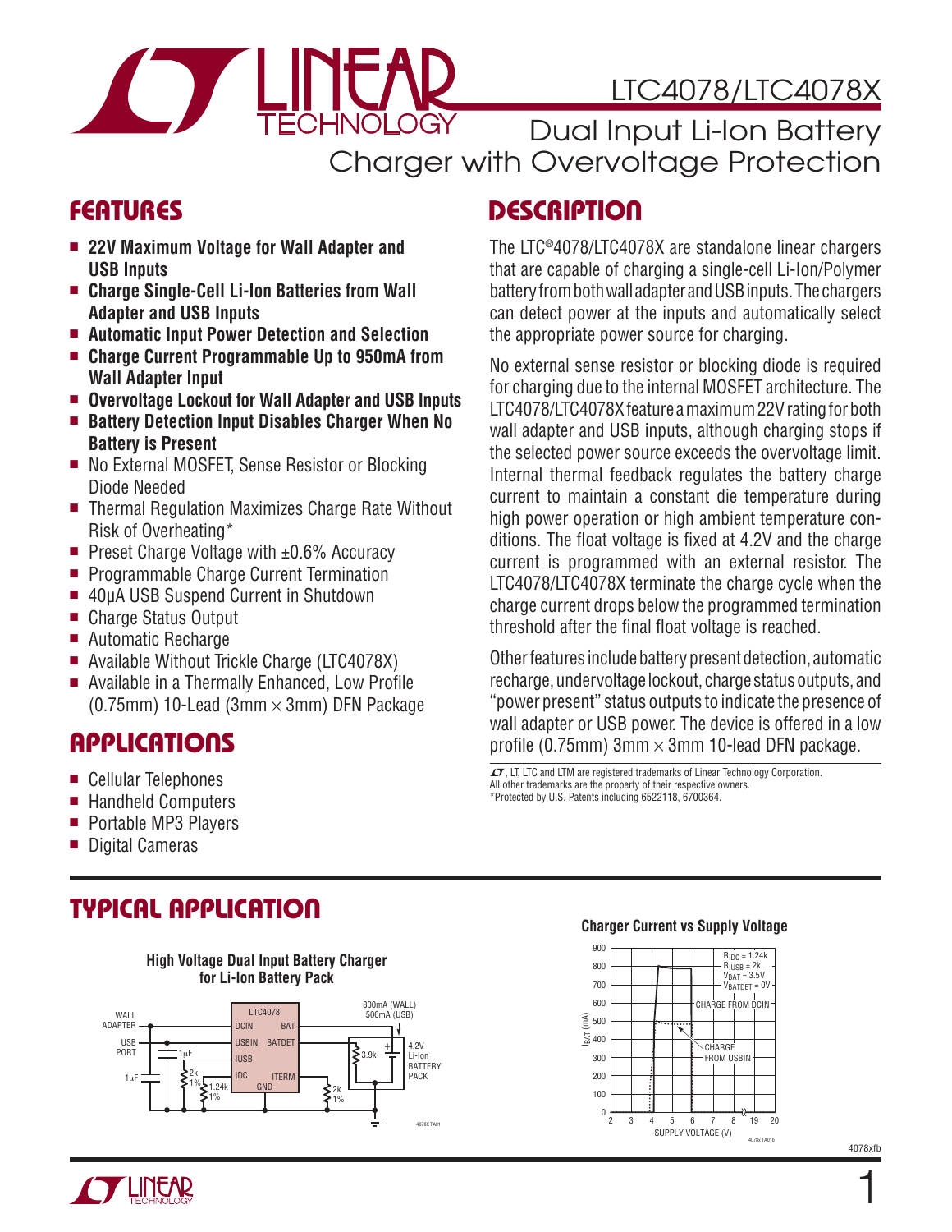# LTC4078/LTC4078X

## Dual Input Li-Ion Battery Charger with Overvoltage Protection

## FEATURES

- **22V Maximum Voltage for Wall Adapter and USB Inputs**
- **Charge Single-Cell Li-Ion Batteries from Wall Adapter and USB Inputs**
- **Automatic Input Power Detection and Selection**
- **Charge Current Programmable Up to 950mA from Wall Adapter Input**
- **Overvoltage Lockout for Wall Adapter and USB Inputs**
- **Battery Detection Input Disables Charger When No Battery is Present**
- No External MOSFET, Sense Resistor or Blocking Diode Needed
- Thermal Regulation Maximizes Charge Rate Without Risk of Overheating*
- Preset Charge Voltage with ±0.6% Accuracy
- Programmable Charge Current Termination
- 40μA USB Suspend Current in Shutdown
- Charge Status Output
- Automatic Recharge
- Available Without Trickle Charge (LTC4078X)
- Available in a Thermally Enhanced, Low Profile (0.75mm) 10-Lead (3mm × 3mm) DFN Package

## APPLICATIONS

- Cellular Telephones
- Handheld Computers
- Portable MP3 Players
- Digital Cameras

## DESCRIPTION

The LTC®4078/LTC4078X are standalone linear chargers that are capable of charging a single-cell Li-Ion/Polymer battery from both wall adapter and USB inputs. The chargers can detect power at the inputs and automatically select the appropriate power source for charging.

No external sense resistor or blocking diode is required for charging due to the internal MOSFET architecture. The LTC4078/LTC4078X feature a maximum 22V rating for both wall adapter and USB inputs, although charging stops if the selected power source exceeds the overvoltage limit. Internal thermal feedback regulates the battery charge current to maintain a constant die temperature during high power operation or high ambient temperature conditions. The float voltage is fixed at 4.2V and the charge current is programmed with an external resistor. The LTC4078/LTC4078X terminate the charge cycle when the charge current drops below the programmed termination threshold after the final float voltage is reached.

Other features include battery present detection, automatic recharge, undervoltage lockout, charge status outputs, and "power present" status outputs to indicate the presence of wall adapter or USB power. The device is offered in a low profile (0.75mm) 3mm × 3mm 10-lead DFN package.

LT, LTC and LTM are registered trademarks of Linear Technology Corporation. All other trademarks are the property of their respective owners.
*Protected by U.S. Patents including 6522118, 6700364.

## TYPICAL APPLICATION

**High Voltage Dual Input Battery Charger for Li-Ion Battery Pack**

**Charger Current vs Supply Voltage**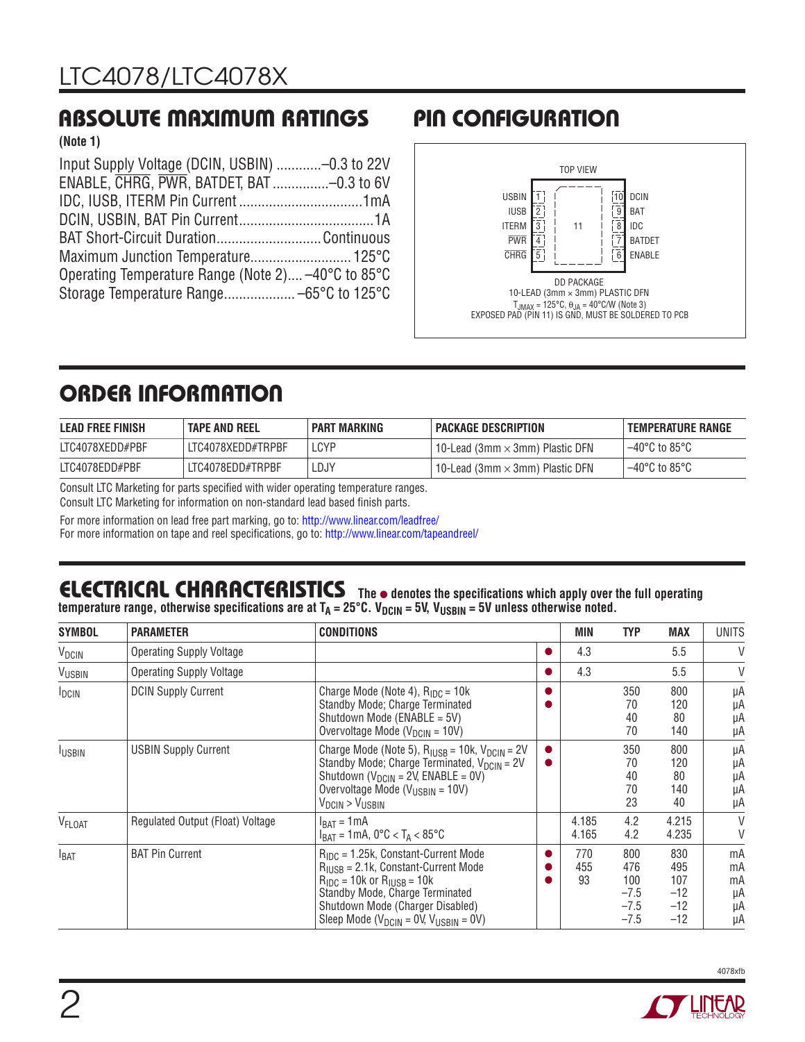## ABSOLUTE MAXIMUM RATINGS

**(Note 1)**

Input Supply Voltage (DCIN, USBIN) ............–0.3 to 22V
ENABLE, $\overline{CHRG}$, $\overline{PWR}$, BATDET, BAT ...............–0.3 to 6V
IDC, IUSB, ITERM Pin Current .................................1mA
DCIN, USBIN, BAT Pin Current....................................1A
BAT Short-Circuit Duration............................Continuous
Maximum Junction Temperature........................... 125°C
Operating Temperature Range (Note 2).... –40°C to 85°C
Storage Temperature Range................... –65°C to 125°C

## PIN CONFIGURATION

TOP VIEW

| Pin | Name | | Pin | Name |
|---|---|---|---|---|
| 1 | USBIN | | 10 | DCIN |
| 2 | IUSB | | 9 | BAT |
| 3 | ITERM | 11 | 8 | IDC |
| 4 | $\overline{PWR}$ | | 7 | BATDET |
| 5 | $\overline{CHRG}$ | | 6 | ENABLE |

DD PACKAGE
10-LEAD (3mm × 3mm) PLASTIC DFN
$T_{JMAX}$ = 125°C, $\theta_{JA}$ = 40°C/W (Note 3)
EXPOSED PAD (PIN 11) IS GND, MUST BE SOLDERED TO PCB

## ORDER INFORMATION

| LEAD FREE FINISH | TAPE AND REEL | PART MARKING | PACKAGE DESCRIPTION | TEMPERATURE RANGE |
|---|---|---|---|---|
| LTC4078XEDD#PBF | LTC4078XEDD#TRPBF | LCYP | 10-Lead (3mm × 3mm) Plastic DFN | –40°C to 85°C |
| LTC4078EDD#PBF | LTC4078EDD#TRPBF | LDJY | 10-Lead (3mm × 3mm) Plastic DFN | –40°C to 85°C |

Consult LTC Marketing for parts specified with wider operating temperature ranges.
Consult LTC Marketing for information on non-standard lead based finish parts.

For more information on lead free part marking, go to: http://www.linear.com/leadfree/
For more information on tape and reel specifications, go to: http://www.linear.com/tapeandreel/

## ELECTRICAL CHARACTERISTICS

**The ● denotes the specifications which apply over the full operating temperature range, otherwise specifications are at $T_A$ = 25°C. $V_{DCIN}$ = 5V, $V_{USBIN}$ = 5V unless otherwise noted.**

| SYMBOL | PARAMETER | CONDITIONS | | MIN | TYP | MAX | UNITS |
|---|---|---|---|---|---|---|---|
| $V_{DCIN}$ | Operating Supply Voltage | | ● | 4.3 | | 5.5 | V |
| $V_{USBIN}$ | Operating Supply Voltage | | ● | 4.3 | | 5.5 | V |
| $I_{DCIN}$ | DCIN Supply Current | Charge Mode (Note 4), $R_{IDC}$ = 10k<br>Standby Mode; Charge Terminated<br>Shutdown Mode (ENABLE = 5V)<br>Overvoltage Mode ($V_{DCIN}$ = 10V) | ●<br>● | | 350<br>70<br>40<br>70 | 800<br>120<br>80<br>140 | µA<br>µA<br>µA<br>µA |
| $I_{USBIN}$ | USBIN Supply Current | Charge Mode (Note 5), $R_{IUSB}$ = 10k, $V_{DCIN}$ = 2V<br>Standby Mode; Charge Terminated, $V_{DCIN}$ = 2V<br>Shutdown ($V_{DCIN}$ = 2V, ENABLE = 0V)<br>Overvoltage Mode ($V_{USBIN}$ = 10V)<br>$V_{DCIN}$ > $V_{USBIN}$ | ●<br>● | | 350<br>70<br>40<br>70<br>23 | 800<br>120<br>80<br>140<br>40 | µA<br>µA<br>µA<br>µA<br>µA |
| $V_{FLOAT}$ | Regulated Output (Float) Voltage | $I_{BAT}$ = 1mA<br>$I_{BAT}$ = 1mA, 0°C < $T_A$ < 85°C | | 4.185<br>4.165 | 4.2<br>4.2 | 4.215<br>4.235 | V<br>V |
| $I_{BAT}$ | BAT Pin Current | $R_{IDC}$ = 1.25k, Constant-Current Mode<br>$R_{IUSB}$ = 2.1k, Constant-Current Mode<br>$R_{IDC}$ = 10k or $R_{IUSB}$ = 10k<br>Standby Mode, Charge Terminated<br>Shutdown Mode (Charger Disabled)<br>Sleep Mode ($V_{DCIN}$ = 0V, $V_{USBIN}$ = 0V) | ●<br>●<br>● | 770<br>455<br>93 | 800<br>476<br>100<br>–7.5<br>–7.5<br>–7.5 | 830<br>495<br>107<br>–12<br>–12<br>–12 | mA<br>mA<br>mA<br>µA<br>µA<br>µA |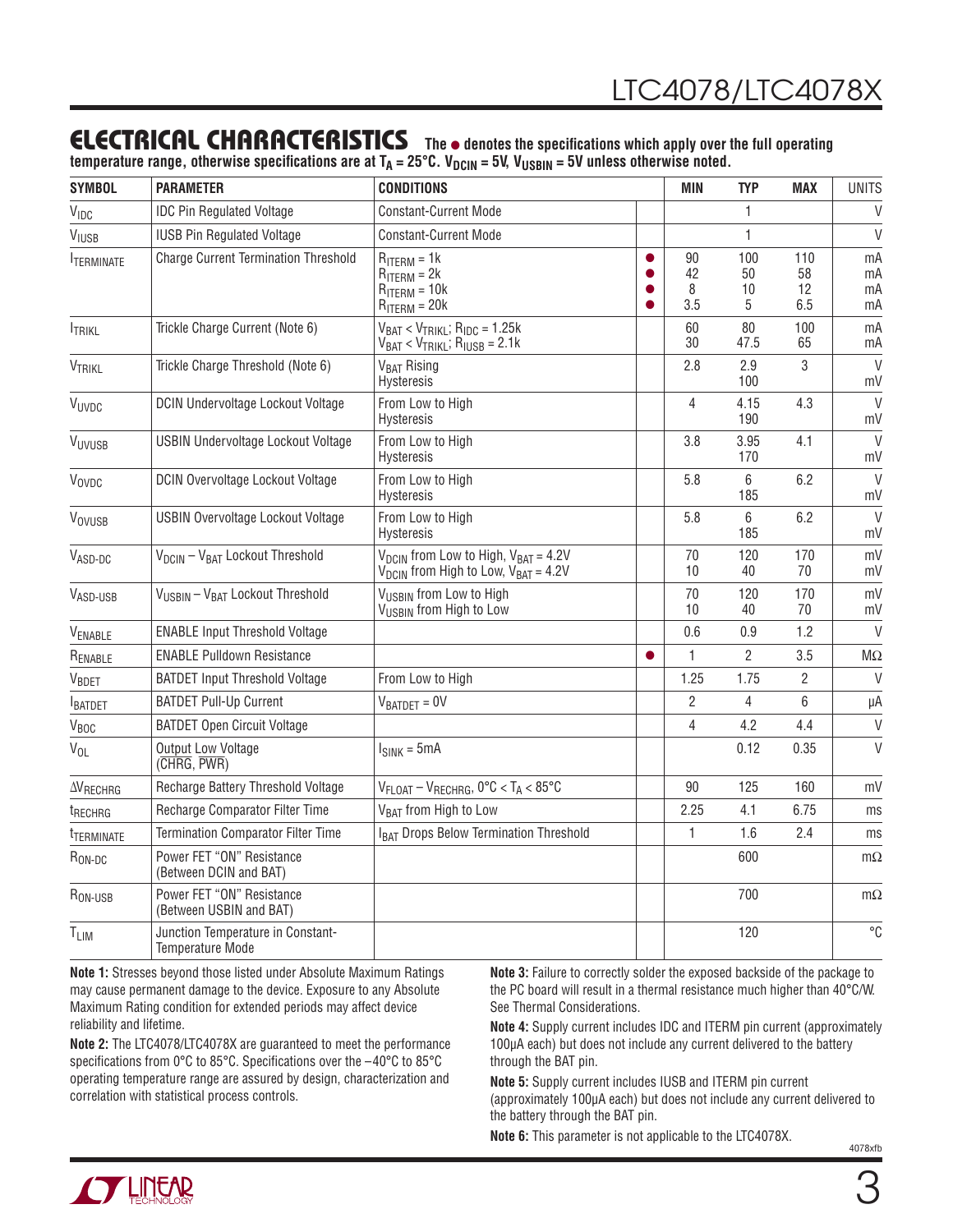## ELECTRICAL CHARACTERISTICS

**The ● denotes the specifications which apply over the full operating temperature range, otherwise specifications are at $T_A = 25°C$. $V_{DCIN} = 5V$, $V_{USBIN} = 5V$ unless otherwise noted.**

| SYMBOL | PARAMETER | CONDITIONS | | MIN | TYP | MAX | UNITS |
|---|---|---|---|---|---|---|---|
| $V_{IDC}$ | IDC Pin Regulated Voltage | Constant-Current Mode | | | 1 | | V |
| $V_{IUSB}$ | IUSB Pin Regulated Voltage | Constant-Current Mode | | | 1 | | V |
| $I_{TERMINATE}$ | Charge Current Termination Threshold | $R_{ITERM} = 1k$<br>$R_{ITERM} = 2k$<br>$R_{ITERM} = 10k$<br>$R_{ITERM} = 20k$ | ●<br>●<br>●<br>● | 90<br>42<br>8<br>3.5 | 100<br>50<br>10<br>5 | 110<br>58<br>12<br>6.5 | mA<br>mA<br>mA<br>mA |
| $I_{TRIKL}$ | Trickle Charge Current (Note 6) | $V_{BAT} < V_{TRIKL}$; $R_{IDC} = 1.25k$<br>$V_{BAT} < V_{TRIKL}$; $R_{IUSB} = 2.1k$ | | 60<br>30 | 80<br>47.5 | 100<br>65 | mA<br>mA |
| $V_{TRIKL}$ | Trickle Charge Threshold (Note 6) | $V_{BAT}$ Rising<br>Hysteresis | | 2.8 | 2.9<br>100 | 3 | V<br>mV |
| $V_{UVDC}$ | DCIN Undervoltage Lockout Voltage | From Low to High<br>Hysteresis | | 4 | 4.15<br>190 | 4.3 | V<br>mV |
| $V_{UVUSB}$ | USBIN Undervoltage Lockout Voltage | From Low to High<br>Hysteresis | | 3.8 | 3.95<br>170 | 4.1 | V<br>mV |
| $V_{OVDC}$ | DCIN Overvoltage Lockout Voltage | From Low to High<br>Hysteresis | | 5.8 | 6<br>185 | 6.2 | V<br>mV |
| $V_{OVUSB}$ | USBIN Overvoltage Lockout Voltage | From Low to High<br>Hysteresis | | 5.8 | 6<br>185 | 6.2 | V<br>mV |
| $V_{ASD-DC}$ | $V_{DCIN} – V_{BAT}$ Lockout Threshold | $V_{DCIN}$ from Low to High, $V_{BAT} = 4.2V$<br>$V_{DCIN}$ from High to Low, $V_{BAT} = 4.2V$ | | 70<br>10 | 120<br>40 | 170<br>70 | mV<br>mV |
| $V_{ASD-USB}$ | $V_{USBIN} – V_{BAT}$ Lockout Threshold | $V_{USBIN}$ from Low to High<br>$V_{USBIN}$ from High to Low | | 70<br>10 | 120<br>40 | 170<br>70 | mV<br>mV |
| $V_{ENABLE}$ | ENABLE Input Threshold Voltage | | | 0.6 | 0.9 | 1.2 | V |
| $R_{ENABLE}$ | ENABLE Pulldown Resistance | | ● | 1 | 2 | 3.5 | MΩ |
| $V_{BDET}$ | BATDET Input Threshold Voltage | From Low to High | | 1.25 | 1.75 | 2 | V |
| $I_{BATDET}$ | BATDET Pull-Up Current | $V_{BATDET} = 0V$ | | 2 | 4 | 6 | µA |
| $V_{BOC}$ | BATDET Open Circuit Voltage | | | 4 | 4.2 | 4.4 | V |
| $V_{OL}$ | Output Low Voltage ($\overline{CHRG}$, $\overline{PWR}$) | $I_{SINK} = 5mA$ | | | 0.12 | 0.35 | V |
| $\Delta V_{RECHRG}$ | Recharge Battery Threshold Voltage | $V_{FLOAT} – V_{RECHRG}$, $0°C < T_A < 85°C$ | | 90 | 125 | 160 | mV |
| $t_{RECHRG}$ | Recharge Comparator Filter Time | $V_{BAT}$ from High to Low | | 2.25 | 4.1 | 6.75 | ms |
| $t_{TERMINATE}$ | Termination Comparator Filter Time | $I_{BAT}$ Drops Below Termination Threshold | | 1 | 1.6 | 2.4 | ms |
| $R_{ON-DC}$ | Power FET "ON" Resistance (Between DCIN and BAT) | | | | 600 | | mΩ |
| $R_{ON-USB}$ | Power FET "ON" Resistance (Between USBIN and BAT) | | | | 700 | | mΩ |
| $T_{LIM}$ | Junction Temperature in Constant-Temperature Mode | | | | 120 | | °C |

**Note 1:** Stresses beyond those listed under Absolute Maximum Ratings may cause permanent damage to the device. Exposure to any Absolute Maximum Rating condition for extended periods may affect device reliability and lifetime.

**Note 2:** The LTC4078/LTC4078X are guaranteed to meet the performance specifications from 0°C to 85°C. Specifications over the –40°C to 85°C operating temperature range are assured by design, characterization and correlation with statistical process controls.

**Note 3:** Failure to correctly solder the exposed backside of the package to the PC board will result in a thermal resistance much higher than 40°C/W. See Thermal Considerations.

**Note 4:** Supply current includes IDC and ITERM pin current (approximately 100µA each) but does not include any current delivered to the battery through the BAT pin.

**Note 5:** Supply current includes IUSB and ITERM pin current (approximately 100µA each) but does not include any current delivered to the battery through the BAT pin.

**Note 6:** This parameter is not applicable to the LTC4078X.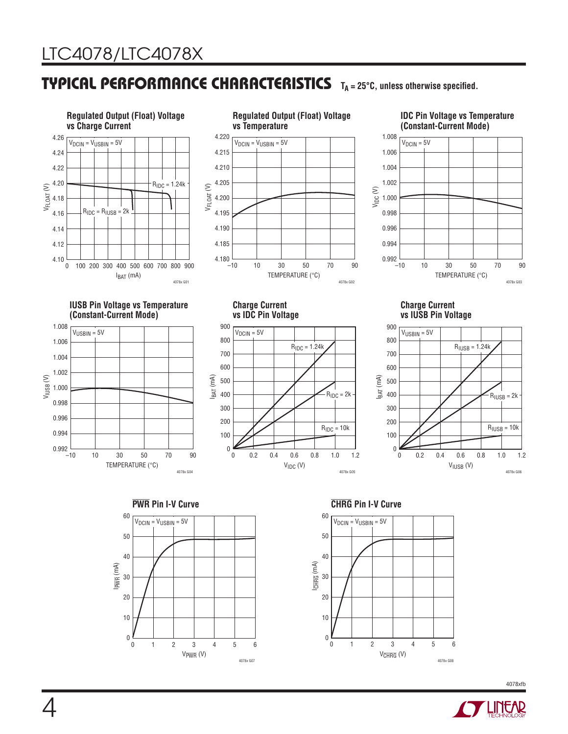## TYPICAL PERFORMANCE CHARACTERISTICS $T_A = 25°C$, unless otherwise specified.

**Regulated Output (Float) Voltage vs Charge Current**

$V_{DCIN} = V_{USBIN} = 5V$

$R_{IDC} = 1.24k$

$R_{IDC} = R_{IUSB} = 2k$

$V_{FLOAT}$ (V) vs $I_{BAT}$ (mA)

4078x G01

**Regulated Output (Float) Voltage vs Temperature**

$V_{DCIN} = V_{USBIN} = 5V$

$V_{FLOAT}$ (V) vs TEMPERATURE (°C)

4078x G02

**IDC Pin Voltage vs Temperature (Constant-Current Mode)**

$V_{DCIN} = 5V$

$V_{IDC}$ (V) vs TEMPERATURE (°C)

4078x G03

**IUSB Pin Voltage vs Temperature (Constant-Current Mode)**

$V_{USBIN} = 5V$

$V_{IUSB}$ (V) vs TEMPERATURE (°C)

4078x G04

**Charge Current vs IDC Pin Voltage**

$V_{DCIN} = 5V$

$R_{IDC} = 1.24k$, $R_{IDC} = 2k$, $R_{IDC} = 10k$

$I_{BAT}$ (mA) vs $V_{IDC}$ (V)

4078x G05

**Charge Current vs IUSB Pin Voltage**

$V_{USBIN} = 5V$

$R_{IUSB} = 1.24k$, $R_{IUSB} = 2k$, $R_{IUSB} = 10k$

$I_{BAT}$ (mA) vs $V_{IUSB}$ (V)

4078x G06

**$\overline{PWR}$ Pin I-V Curve**

$V_{DCIN} = V_{USBIN} = 5V$

$I_{\overline{PWR}}$ (mA) vs $V_{\overline{PWR}}$ (V)

4078x G07

**$\overline{CHRG}$ Pin I-V Curve**

$V_{DCIN} = V_{USBIN} = 5V$

$I_{\overline{CHRG}}$ (mA) vs $V_{\overline{CHRG}}$ (V)

4078x G08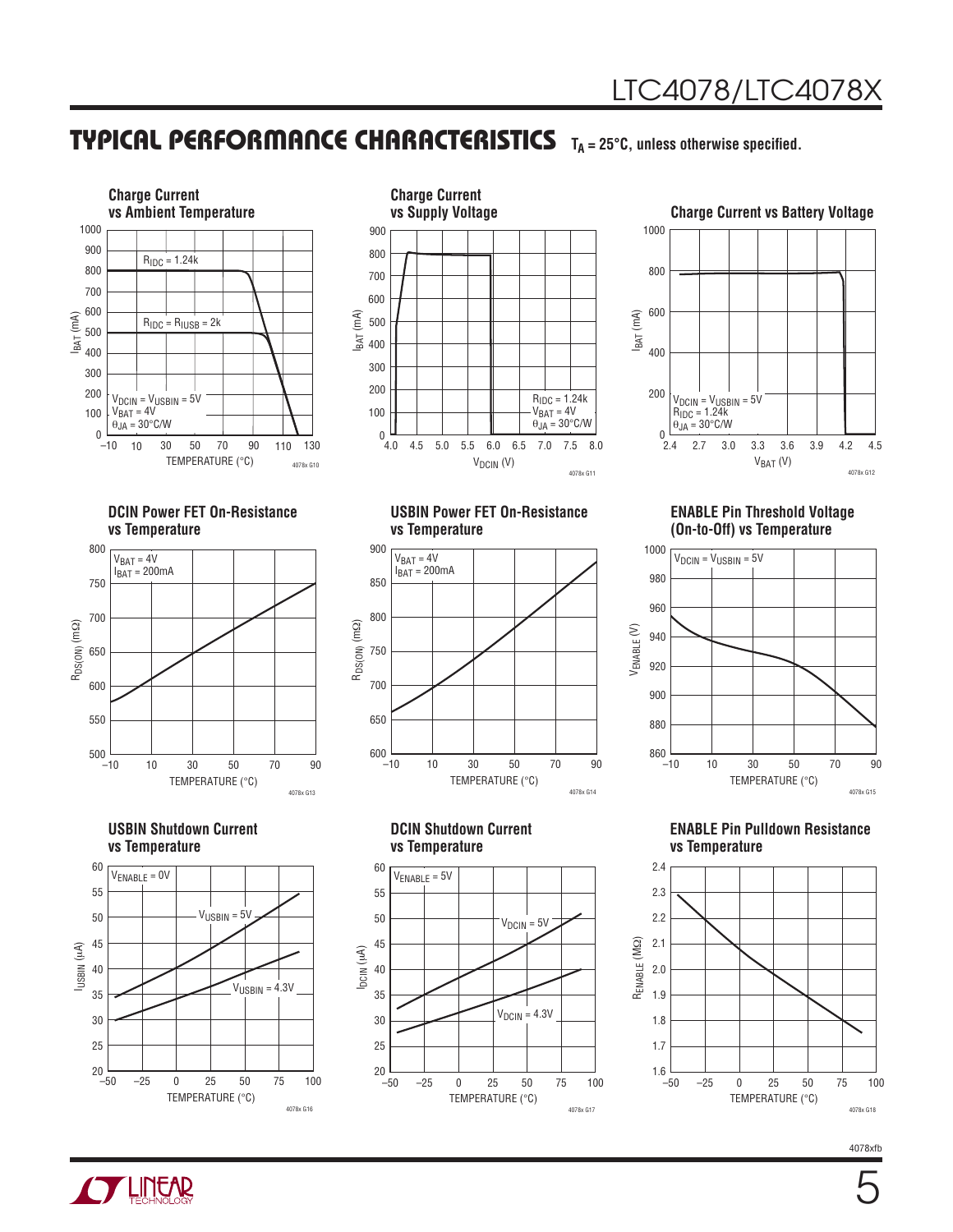## TYPICAL PERFORMANCE CHARACTERISTICS $T_A = 25°C$, unless otherwise specified.

**Charge Current vs Ambient Temperature**

$R_{IDC} = 1.24k$

$R_{IDC} = R_{IUSB} = 2k$

$V_{DCIN} = V_{USBIN} = 5V$
$V_{BAT} = 4V$
$\theta_{JA} = 30°C/W$

$I_{BAT}$ (mA) vs TEMPERATURE (°C)

4078x G10

**Charge Current vs Supply Voltage**

$R_{IDC} = 1.24k$
$V_{BAT} = 4V$
$\theta_{JA} = 30°C/W$

$I_{BAT}$ (mA) vs $V_{DCIN}$ (V)

4078x G11

**Charge Current vs Battery Voltage**

$V_{DCIN} = V_{USBIN} = 5V$
$R_{IDC} = 1.24k$
$\theta_{JA} = 30°C/W$

$I_{BAT}$ (mA) vs $V_{BAT}$ (V)

4078x G12

**DCIN Power FET On-Resistance vs Temperature**

$V_{BAT} = 4V$
$I_{BAT} = 200mA$

$R_{DS(ON)}$ (mΩ) vs TEMPERATURE (°C)

4078x G13

**USBIN Power FET On-Resistance vs Temperature**

$V_{BAT} = 4V$
$I_{BAT} = 200mA$

$R_{DS(ON)}$ (mΩ) vs TEMPERATURE (°C)

4078x G14

**ENABLE Pin Threshold Voltage (On-to-Off) vs Temperature**

$V_{DCIN} = V_{USBIN} = 5V$

$V_{ENABLE}$ (V) vs TEMPERATURE (°C)

4078x G15

**USBIN Shutdown Current vs Temperature**

$V_{ENABLE} = 0V$

$V_{USBIN} = 5V$

$V_{USBIN} = 4.3V$

$I_{USBIN}$ (µA) vs TEMPERATURE (°C)

4078x G16

**DCIN Shutdown Current vs Temperature**

$V_{ENABLE} = 5V$

$V_{DCIN} = 5V$

$V_{DCIN} = 4.3V$

$I_{DCIN}$ (µA) vs TEMPERATURE (°C)

4078x G17

**ENABLE Pin Pulldown Resistance vs Temperature**

$R_{ENABLE}$ (MΩ) vs TEMPERATURE (°C)

4078x G18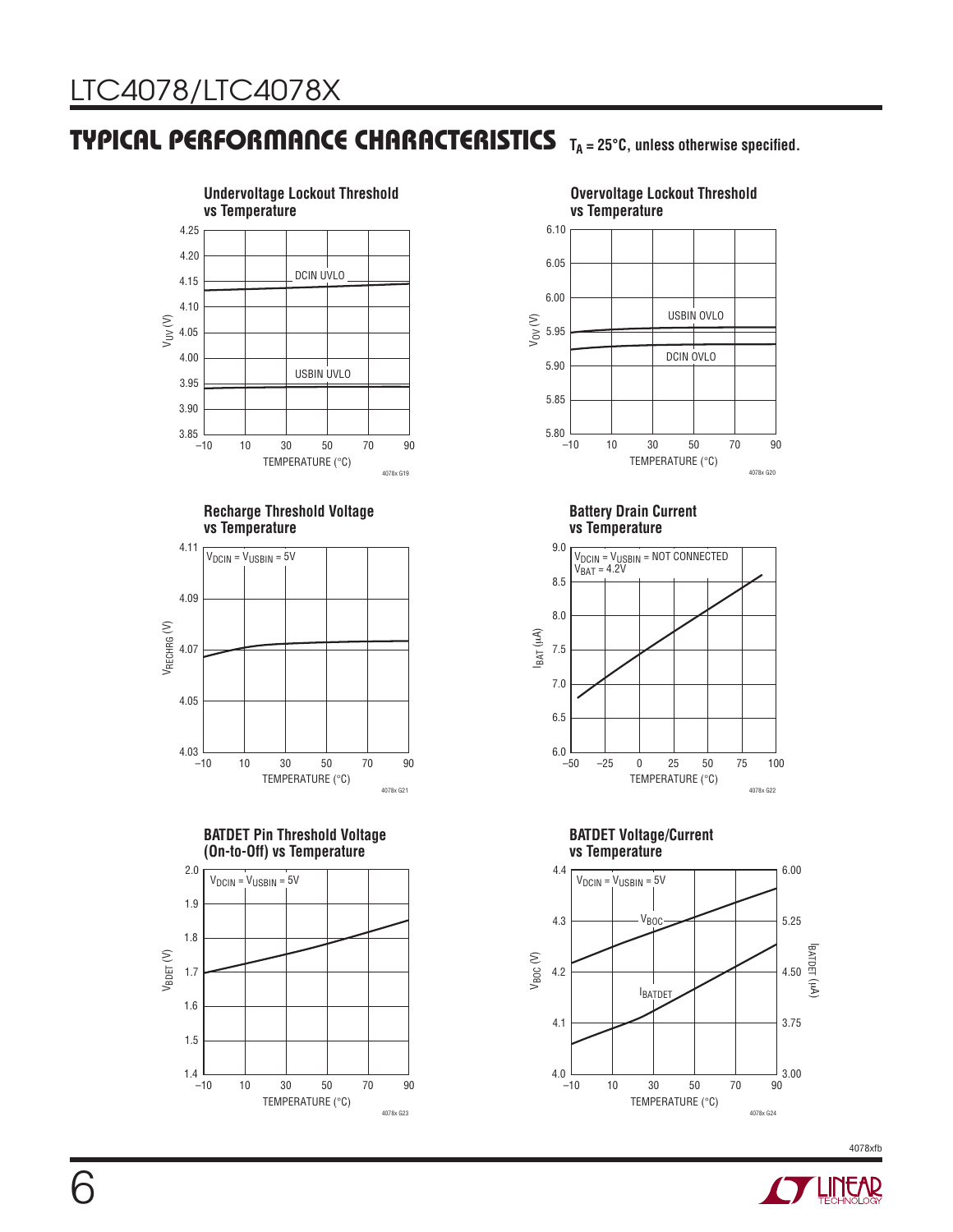## TYPICAL PERFORMANCE CHARACTERISTICS $T_A = 25°C$, unless otherwise specified.

**Undervoltage Lockout Threshold vs Temperature**

$V_{UV}$ (V) vs TEMPERATURE (°C); curves: DCIN UVLO, USBIN UVLO

4078x G19

**Overvoltage Lockout Threshold vs Temperature**

$V_{OV}$ (V) vs TEMPERATURE (°C); curves: USBIN OVLO, DCIN OVLO

4078x G20

**Recharge Threshold Voltage vs Temperature**

$V_{DCIN} = V_{USBIN} = 5V$

$V_{RECHRG}$ (V) vs TEMPERATURE (°C)

4078x G21

**Battery Drain Current vs Temperature**

$V_{DCIN} = V_{USBIN}$ = NOT CONNECTED
$V_{BAT} = 4.2V$

$I_{BAT}$ (µA) vs TEMPERATURE (°C)

4078x G22

**BATDET Pin Threshold Voltage (On-to-Off) vs Temperature**

$V_{DCIN} = V_{USBIN} = 5V$

$V_{BDET}$ (V) vs TEMPERATURE (°C)

4078x G23

**BATDET Voltage/Current vs Temperature**

$V_{DCIN} = V_{USBIN} = 5V$

$V_{BOC}$ (V) and $I_{BATDET}$ (µA) vs TEMPERATURE (°C); curves: $V_{BOC}$, $I_{BATDET}$

4078x G24

4078xfb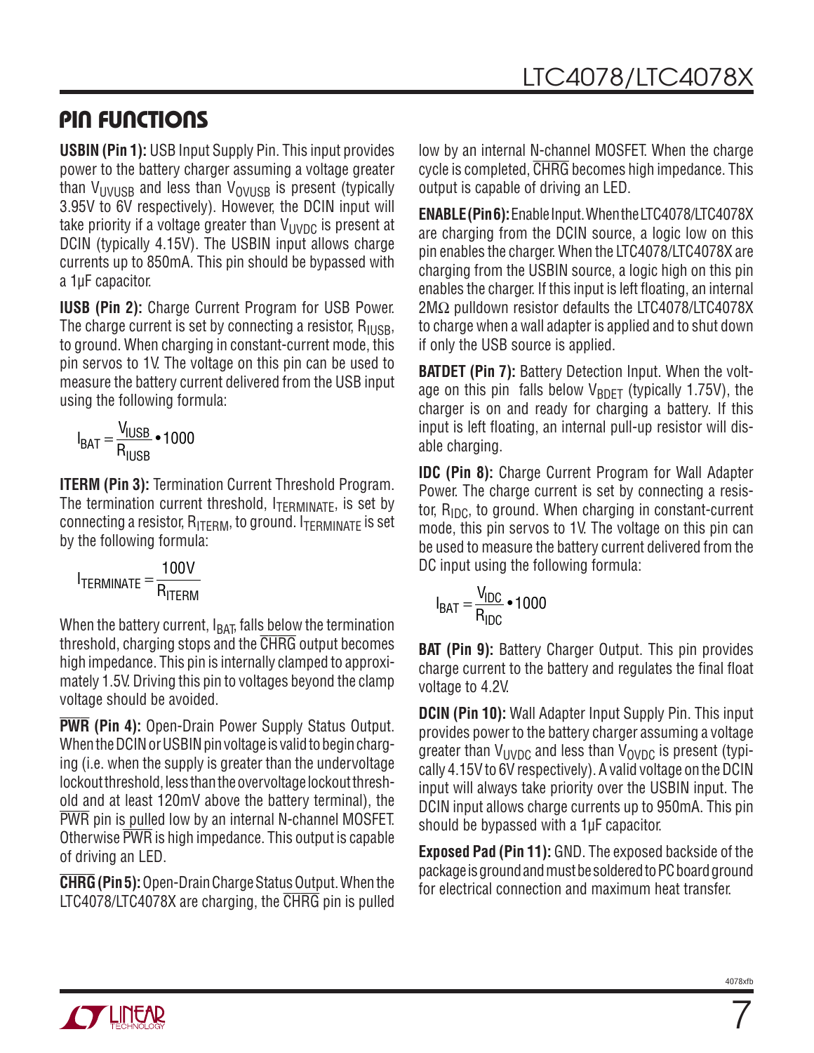## PIN FUNCTIONS

**USBIN (Pin 1):** USB Input Supply Pin. This input provides power to the battery charger assuming a voltage greater than $V_{UVUSB}$ and less than $V_{OVUSB}$ is present (typically 3.95V to 6V respectively). However, the DCIN input will take priority if a voltage greater than $V_{UVDC}$ is present at DCIN (typically 4.15V). The USBIN input allows charge currents up to 850mA. This pin should be bypassed with a 1µF capacitor.

**IUSB (Pin 2):** Charge Current Program for USB Power. The charge current is set by connecting a resistor, $R_{IUSB}$, to ground. When charging in constant-current mode, this pin servos to 1V. The voltage on this pin can be used to measure the battery current delivered from the USB input using the following formula:

$$I_{BAT} = \frac{V_{IUSB}}{R_{IUSB}} \bullet 1000$$

**ITERM (Pin 3):** Termination Current Threshold Program. The termination current threshold, $I_{TERMINATE}$, is set by connecting a resistor, $R_{ITERM}$, to ground. $I_{TERMINATE}$ is set by the following formula:

$$I_{TERMINATE} = \frac{100V}{R_{ITERM}}$$

When the battery current, $I_{BAT}$, falls below the termination threshold, charging stops and the $\overline{CHRG}$ output becomes high impedance. This pin is internally clamped to approximately 1.5V. Driving this pin to voltages beyond the clamp voltage should be avoided.

**$\overline{PWR}$ (Pin 4):** Open-Drain Power Supply Status Output. When the DCIN or USBIN pin voltage is valid to begin charging (i.e. when the supply is greater than the undervoltage lockout threshold, less than the overvoltage lockout threshold and at least 120mV above the battery terminal), the $\overline{PWR}$ pin is pulled low by an internal N-channel MOSFET. Otherwise $\overline{PWR}$ is high impedance. This output is capable of driving an LED.

**$\overline{CHRG}$ (Pin 5):** Open-Drain Charge Status Output. When the LTC4078/LTC4078X are charging, the $\overline{CHRG}$ pin is pulled low by an internal N-channel MOSFET. When the charge cycle is completed, $\overline{CHRG}$ becomes high impedance. This output is capable of driving an LED.

**ENABLE (Pin 6):** Enable Input. When the LTC4078/LTC4078X are charging from the DCIN source, a logic low on this pin enables the charger. When the LTC4078/LTC4078X are charging from the USBIN source, a logic high on this pin enables the charger. If this input is left floating, an internal 2MΩ pulldown resistor defaults the LTC4078/LTC4078X to charge when a wall adapter is applied and to shut down if only the USB source is applied.

**BATDET (Pin 7):** Battery Detection Input. When the voltage on this pin falls below $V_{BDET}$ (typically 1.75V), the charger is on and ready for charging a battery. If this input is left floating, an internal pull-up resistor will disable charging.

**IDC (Pin 8):** Charge Current Program for Wall Adapter Power. The charge current is set by connecting a resistor, $R_{IDC}$, to ground. When charging in constant-current mode, this pin servos to 1V. The voltage on this pin can be used to measure the battery current delivered from the DC input using the following formula:

$$I_{BAT} = \frac{V_{IDC}}{R_{IDC}} \bullet 1000$$

**BAT (Pin 9):** Battery Charger Output. This pin provides charge current to the battery and regulates the final float voltage to 4.2V.

**DCIN (Pin 10):** Wall Adapter Input Supply Pin. This input provides power to the battery charger assuming a voltage greater than $V_{UVDC}$ and less than $V_{OVDC}$ is present (typically 4.15V to 6V respectively). A valid voltage on the DCIN input will always take priority over the USBIN input. The DCIN input allows charge currents up to 950mA. This pin should be bypassed with a 1µF capacitor.

**Exposed Pad (Pin 11):** GND. The exposed backside of the package is ground and must be soldered to PC board ground for electrical connection and maximum heat transfer.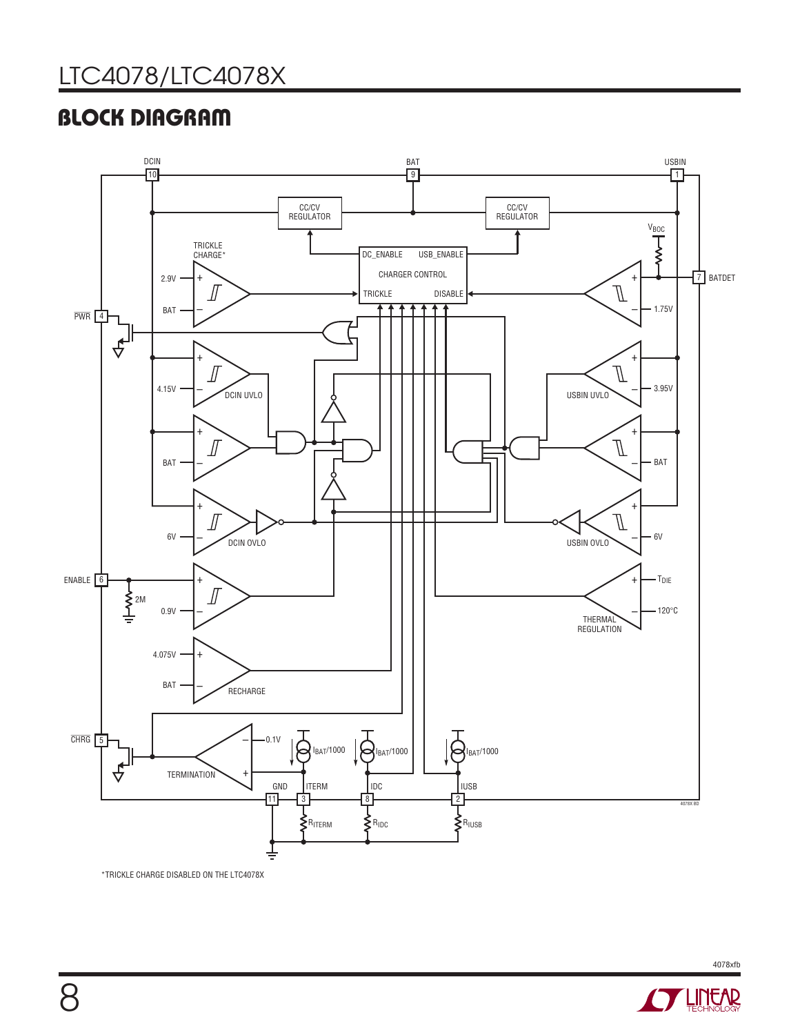## BLOCK DIAGRAM

DCIN 10 · BAT 9 · USBIN 1

CC/CV REGULATOR · CC/CV REGULATOR

TRICKLE CHARGE*

DC_ENABLE · USB_ENABLE

CHARGER CONTROL

TRICKLE · DISABLE

$V_{BOC}$

2.9V · BAT · 1.75V · BATDET 7

$\overline{PWR}$ 4

4.15V · DCIN UVLO · USBIN UVLO · 3.95V

BAT · BAT

6V · DCIN OVLO · USBIN OVLO · 6V

ENABLE 6 · 2M · 0.9V

$T_{DIE}$ · 120°C · THERMAL REGULATION

4.075V · BAT · RECHARGE

$\overline{CHRG}$ 5 · TERMINATION · 0.1V

$I_{BAT}/1000$ · $I_{BAT}/1000$ · $I_{BAT}/1000$

GND 11 · ITERM 3 · IDC 8 · IUSB 2

$R_{ITERM}$ · $R_{IDC}$ · $R_{IUSB}$

4078X BD

*TRICKLE CHARGE DISABLED ON THE LTC4078X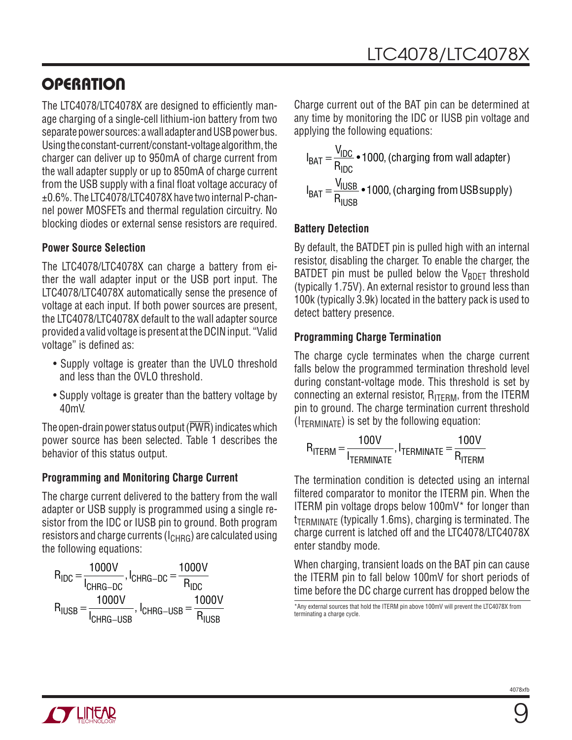## OPERATION

The LTC4078/LTC4078X are designed to efficiently manage charging of a single-cell lithium-ion battery from two separate power sources: a wall adapter and USB power bus. Using the constant-current/constant-voltage algorithm, the charger can deliver up to 950mA of charge current from the wall adapter supply or up to 850mA of charge current from the USB supply with a final float voltage accuracy of ±0.6%. The LTC4078/LTC4078X have two internal P-channel power MOSFETs and thermal regulation circuitry. No blocking diodes or external sense resistors are required.

### Power Source Selection

The LTC4078/LTC4078X can charge a battery from either the wall adapter input or the USB port input. The LTC4078/LTC4078X automatically sense the presence of voltage at each input. If both power sources are present, the LTC4078/LTC4078X default to the wall adapter source provided a valid voltage is present at the DCIN input. "Valid voltage" is defined as:

- Supply voltage is greater than the UVLO threshold and less than the OVLO threshold.
- Supply voltage is greater than the battery voltage by 40mV.

The open-drain power status output ($\overline{PWR}$) indicates which power source has been selected. Table 1 describes the behavior of this status output.

### Programming and Monitoring Charge Current

The charge current delivered to the battery from the wall adapter or USB supply is programmed using a single resistor from the IDC or IUSB pin to ground. Both program resistors and charge currents ($I_{CHRG}$) are calculated using the following equations:

$$R_{IDC} = \frac{1000V}{I_{CHRG-DC}}, \ I_{CHRG-DC} = \frac{1000V}{R_{IDC}}$$

$$R_{IUSB} = \frac{1000V}{I_{CHRG-USB}}, \ I_{CHRG-USB} = \frac{1000V}{R_{IUSB}}$$

Charge current out of the BAT pin can be determined at any time by monitoring the IDC or IUSB pin voltage and applying the following equations:

$$I_{BAT} = \frac{V_{IDC}}{R_{IDC}} \bullet 1000, \text{(charging from wall adapter)}$$

$$I_{BAT} = \frac{V_{IUSB}}{R_{IUSB}} \bullet 1000, \text{(charging from USB supply)}$$

### Battery Detection

By default, the BATDET pin is pulled high with an internal resistor, disabling the charger. To enable the charger, the BATDET pin must be pulled below the $V_{BDET}$ threshold (typically 1.75V). An external resistor to ground less than 100k (typically 3.9k) located in the battery pack is used to detect battery presence.

### Programming Charge Termination

The charge cycle terminates when the charge current falls below the programmed termination threshold level during constant-voltage mode. This threshold is set by connecting an external resistor, $R_{ITERM}$, from the ITERM pin to ground. The charge termination current threshold ($I_{TERMINATE}$) is set by the following equation:

$$R_{ITERM} = \frac{100V}{I_{TERMINATE}}, \ I_{TERMINATE} = \frac{100V}{R_{ITERM}}$$

The termination condition is detected using an internal filtered comparator to monitor the ITERM pin. When the ITERM pin voltage drops below 100mV* for longer than $t_{TERMINATE}$ (typically 1.6ms), charging is terminated. The charge current is latched off and the LTC4078/LTC4078X enter standby mode.

When charging, transient loads on the BAT pin can cause the ITERM pin to fall below 100mV for short periods of time before the DC charge current has dropped below the

*Any external sources that hold the ITERM pin above 100mV will prevent the LTC4078X from terminating a charge cycle.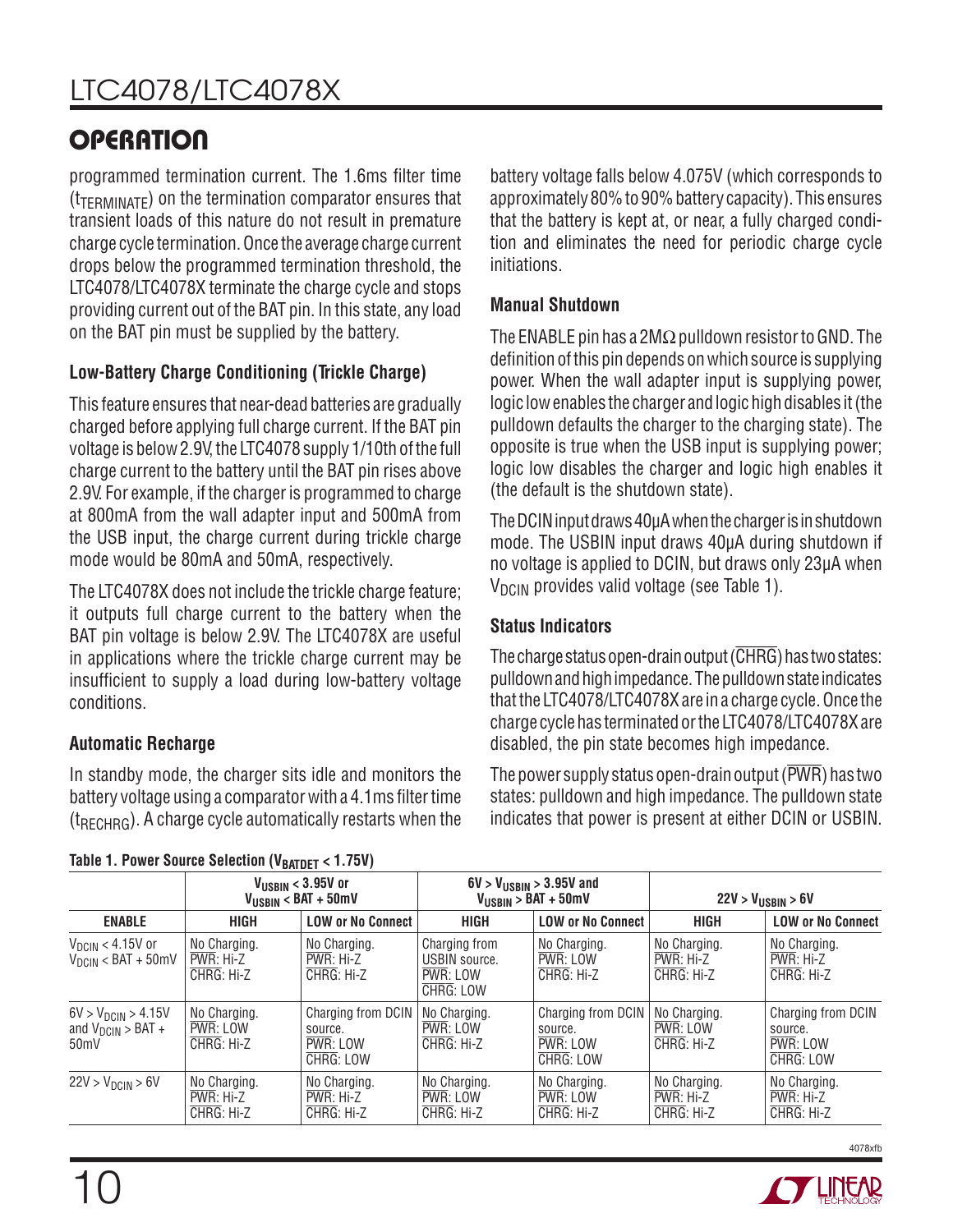## OPERATION

programmed termination current. The 1.6ms filter time ($t_{TERMINATE}$) on the termination comparator ensures that transient loads of this nature do not result in premature charge cycle termination. Once the average charge current drops below the programmed termination threshold, the LTC4078/LTC4078X terminate the charge cycle and stops providing current out of the BAT pin. In this state, any load on the BAT pin must be supplied by the battery.

### Low-Battery Charge Conditioning (Trickle Charge)

This feature ensures that near-dead batteries are gradually charged before applying full charge current. If the BAT pin voltage is below 2.9V, the LTC4078 supply 1/10th of the full charge current to the battery until the BAT pin rises above 2.9V. For example, if the charger is programmed to charge at 800mA from the wall adapter input and 500mA from the USB input, the charge current during trickle charge mode would be 80mA and 50mA, respectively.

The LTC4078X does not include the trickle charge feature; it outputs full charge current to the battery when the BAT pin voltage is below 2.9V. The LTC4078X are useful in applications where the trickle charge current may be insufficient to supply a load during low-battery voltage conditions.

### Automatic Recharge

In standby mode, the charger sits idle and monitors the battery voltage using a comparator with a 4.1ms filter time ($t_{RECHRG}$). A charge cycle automatically restarts when the battery voltage falls below 4.075V (which corresponds to approximately 80% to 90% battery capacity). This ensures that the battery is kept at, or near, a fully charged condition and eliminates the need for periodic charge cycle initiations.

### Manual Shutdown

The ENABLE pin has a 2MΩ pulldown resistor to GND. The definition of this pin depends on which source is supplying power. When the wall adapter input is supplying power, logic low enables the charger and logic high disables it (the pulldown defaults the charger to the charging state). The opposite is true when the USB input is supplying power; logic low disables the charger and logic high enables it (the default is the shutdown state).

The DCIN input draws 40µA when the charger is in shutdown mode. The USBIN input draws 40µA during shutdown if no voltage is applied to DCIN, but draws only 23µA when $V_{DCIN}$ provides valid voltage (see Table 1).

### Status Indicators

The charge status open-drain output ($\overline{CHRG}$) has two states: pulldown and high impedance. The pulldown state indicates that the LTC4078/LTC4078X are in a charge cycle. Once the charge cycle has terminated or the LTC4078/LTC4078X are disabled, the pin state becomes high impedance.

The power supply status open-drain output ($\overline{PWR}$) has two states: pulldown and high impedance. The pulldown state indicates that power is present at either DCIN or USBIN.

**Table 1. Power Source Selection ($V_{BATDET}$ < 1.75V)**

| | $V_{USBIN}$ < 3.95V or $V_{USBIN}$ < BAT + 50mV | | 6V > $V_{USBIN}$ > 3.95V and $V_{USBIN}$ > BAT + 50mV | | 22V > $V_{USBIN}$ > 6V | |
|---|---|---|---|---|---|---|
| **ENABLE** | **HIGH** | **LOW or No Connect** | **HIGH** | **LOW or No Connect** | **HIGH** | **LOW or No Connect** |
| $V_{DCIN}$ < 4.15V or $V_{DCIN}$ < BAT + 50mV | No Charging. $\overline{PWR}$: Hi-Z $\overline{CHRG}$: Hi-Z | No Charging. $\overline{PWR}$: Hi-Z $\overline{CHRG}$: Hi-Z | Charging from USBIN source. $\overline{PWR}$: LOW $\overline{CHRG}$: LOW | No Charging. $\overline{PWR}$: LOW $\overline{CHRG}$: Hi-Z | No Charging. $\overline{PWR}$: Hi-Z $\overline{CHRG}$: Hi-Z | No Charging. $\overline{PWR}$: Hi-Z $\overline{CHRG}$: Hi-Z |
| 6V > $V_{DCIN}$ > 4.15V and $V_{DCIN}$ > BAT + 50mV | No Charging. $\overline{PWR}$: LOW $\overline{CHRG}$: Hi-Z | Charging from DCIN source. $\overline{PWR}$: LOW $\overline{CHRG}$: LOW | No Charging. $\overline{PWR}$: LOW $\overline{CHRG}$: Hi-Z | Charging from DCIN source. $\overline{PWR}$: LOW $\overline{CHRG}$: LOW | No Charging. $\overline{PWR}$: LOW $\overline{CHRG}$: Hi-Z | Charging from DCIN source. $\overline{PWR}$: LOW $\overline{CHRG}$: LOW |
| 22V > $V_{DCIN}$ > 6V | No Charging. $\overline{PWR}$: Hi-Z $\overline{CHRG}$: Hi-Z | No Charging. $\overline{PWR}$: Hi-Z $\overline{CHRG}$: Hi-Z | No Charging. $\overline{PWR}$: LOW $\overline{CHRG}$: Hi-Z | No Charging. $\overline{PWR}$: LOW $\overline{CHRG}$: Hi-Z | No Charging. $\overline{PWR}$: Hi-Z $\overline{CHRG}$: Hi-Z | No Charging. $\overline{PWR}$: Hi-Z $\overline{CHRG}$: Hi-Z |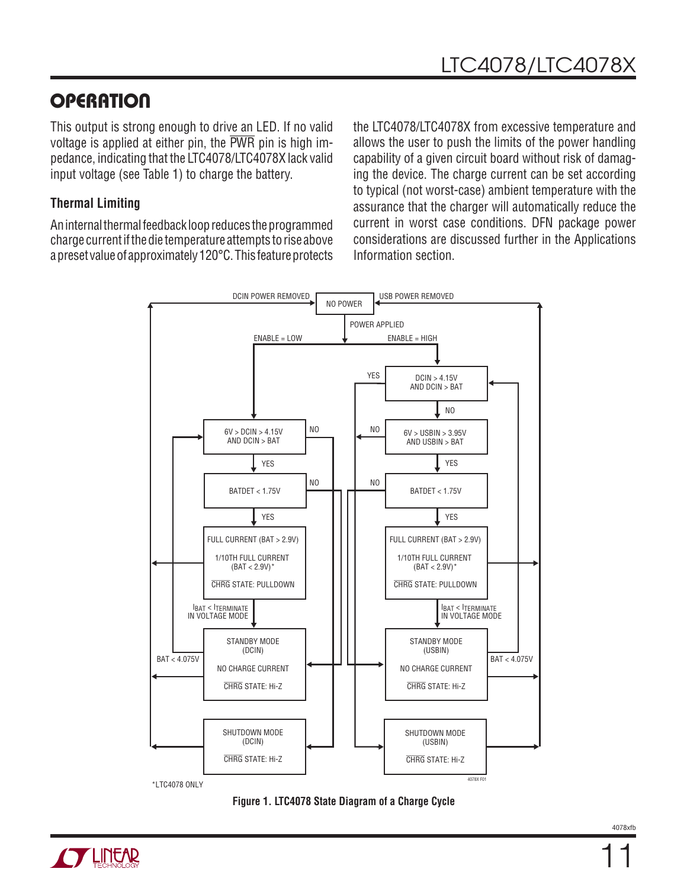## OPERATION

This output is strong enough to drive an LED. If no valid voltage is applied at either pin, the $\overline{PWR}$ pin is high impedance, indicating that the LTC4078/LTC4078X lack valid input voltage (see Table 1) to charge the battery.

### Thermal Limiting

An internal thermal feedback loop reduces the programmed charge current if the die temperature attempts to rise above a preset value of approximately 120°C. This feature protects the LTC4078/LTC4078X from excessive temperature and allows the user to push the limits of the power handling capability of a given circuit board without risk of damaging the device. The charge current can be set according to typical (not worst-case) ambient temperature with the assurance that the charger will automatically reduce the current in worst case conditions. DFN package power considerations are discussed further in the Applications Information section.

*LTC4078 ONLY

**Figure 1. LTC4078 State Diagram of a Charge Cycle**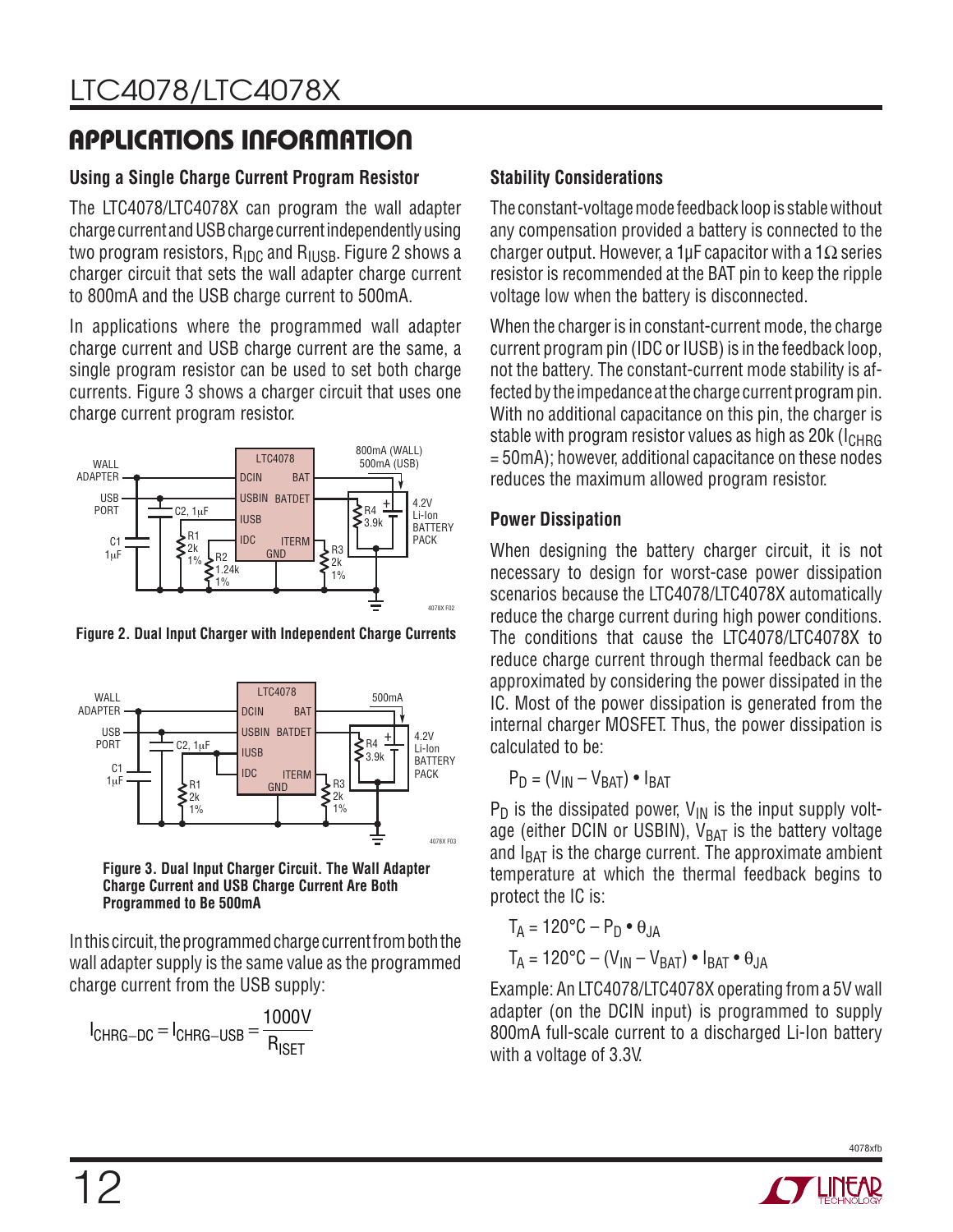## APPLICATIONS INFORMATION

### Using a Single Charge Current Program Resistor

The LTC4078/LTC4078X can program the wall adapter charge current and USB charge current independently using two program resistors, $R_{IDC}$ and $R_{IUSB}$. Figure 2 shows a charger circuit that sets the wall adapter charge current to 800mA and the USB charge current to 500mA.

In applications where the programmed wall adapter charge current and USB charge current are the same, a single program resistor can be used to set both charge currents. Figure 3 shows a charger circuit that uses one charge current program resistor.

Figure 2. Dual Input Charger with Independent Charge Currents

Figure 3. Dual Input Charger Circuit. The Wall Adapter Charge Current and USB Charge Current Are Both Programmed to Be 500mA

In this circuit, the programmed charge current from both the wall adapter supply is the same value as the programmed charge current from the USB supply:

$$I_{CHRG-DC} = I_{CHRG-USB} = \frac{1000V}{R_{ISET}}$$

### Stability Considerations

The constant-voltage mode feedback loop is stable without any compensation provided a battery is connected to the charger output. However, a 1µF capacitor with a 1Ω series resistor is recommended at the BAT pin to keep the ripple voltage low when the battery is disconnected.

When the charger is in constant-current mode, the charge current program pin (IDC or IUSB) is in the feedback loop, not the battery. The constant-current mode stability is affected by the impedance at the charge current program pin. With no additional capacitance on this pin, the charger is stable with program resistor values as high as 20k ($I_{CHRG}$ = 50mA); however, additional capacitance on these nodes reduces the maximum allowed program resistor.

### Power Dissipation

When designing the battery charger circuit, it is not necessary to design for worst-case power dissipation scenarios because the LTC4078/LTC4078X automatically reduce the charge current during high power conditions. The conditions that cause the LTC4078/LTC4078X to reduce charge current through thermal feedback can be approximated by considering the power dissipated in the IC. Most of the power dissipation is generated from the internal charger MOSFET. Thus, the power dissipation is calculated to be:

$$P_D = (V_{IN} - V_{BAT}) \cdot I_{BAT}$$

$P_D$ is the dissipated power, $V_{IN}$ is the input supply voltage (either DCIN or USBIN), $V_{BAT}$ is the battery voltage and $I_{BAT}$ is the charge current. The approximate ambient temperature at which the thermal feedback begins to protect the IC is:

$$T_A = 120°C - P_D \cdot \theta_{JA}$$

$$T_A = 120°C - (V_{IN} - V_{BAT}) \cdot I_{BAT} \cdot \theta_{JA}$$

Example: An LTC4078/LTC4078X operating from a 5V wall adapter (on the DCIN input) is programmed to supply 800mA full-scale current to a discharged Li-Ion battery with a voltage of 3.3V.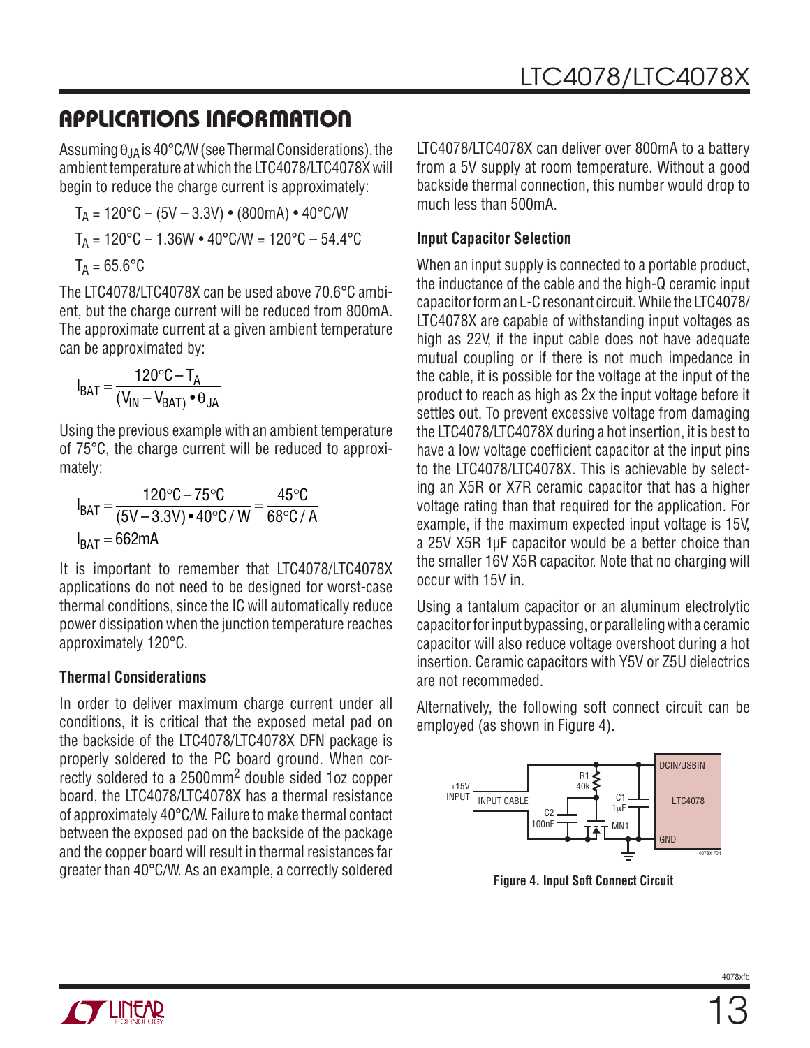## APPLICATIONS INFORMATION

Assuming $\theta_{JA}$ is 40°C/W (see Thermal Considerations), the ambient temperature at which the LTC4078/LTC4078X will begin to reduce the charge current is approximately:

$$T_A = 120°C – (5V – 3.3V) \bullet (800mA) \bullet 40°C/W$$

$$T_A = 120°C – 1.36W \bullet 40°C/W = 120°C – 54.4°C$$

$$T_A = 65.6°C$$

The LTC4078/LTC4078X can be used above 70.6°C ambient, but the charge current will be reduced from 800mA. The approximate current at a given ambient temperature can be approximated by:

$$I_{BAT} = \frac{120°C - T_A}{(V_{IN} - V_{BAT}) \bullet \theta_{JA}}$$

Using the previous example with an ambient temperature of 75°C, the charge current will be reduced to approximately:

$$I_{BAT} = \frac{120°C - 75°C}{(5V - 3.3V) \bullet 40°C/W} = \frac{45°C}{68°C/A}$$

$$I_{BAT} = 662mA$$

It is important to remember that LTC4078/LTC4078X applications do not need to be designed for worst-case thermal conditions, since the IC will automatically reduce power dissipation when the junction temperature reaches approximately 120°C.

**Thermal Considerations**

In order to deliver maximum charge current under all conditions, it is critical that the exposed metal pad on the backside of the LTC4078/LTC4078X DFN package is properly soldered to the PC board ground. When correctly soldered to a 2500mm$^2$ double sided 1oz copper board, the LTC4078/LTC4078X has a thermal resistance of approximately 40°C/W. Failure to make thermal contact between the exposed pad on the backside of the package and the copper board will result in thermal resistances far greater than 40°C/W. As an example, a correctly soldered LTC4078/LTC4078X can deliver over 800mA to a battery from a 5V supply at room temperature. Without a good backside thermal connection, this number would drop to much less than 500mA.

**Input Capacitor Selection**

When an input supply is connected to a portable product, the inductance of the cable and the high-Q ceramic input capacitor form an L-C resonant circuit. While the LTC4078/LTC4078X are capable of withstanding input voltages as high as 22V, if the input cable does not have adequate mutual coupling or if there is not much impedance in the cable, it is possible for the voltage at the input of the product to reach as high as 2x the input voltage before it settles out. To prevent excessive voltage from damaging the LTC4078/LTC4078X during a hot insertion, it is best to have a low voltage coefficient capacitor at the input pins to the LTC4078/LTC4078X. This is achievable by selecting an X5R or X7R ceramic capacitor that has a higher voltage rating than that required for the application. For example, if the maximum expected input voltage is 15V, a 25V X5R 1µF capacitor would be a better choice than the smaller 16V X5R capacitor. Note that no charging will occur with 15V in.

Using a tantalum capacitor or an aluminum electrolytic capacitor for input bypassing, or paralleling with a ceramic capacitor will also reduce voltage overshoot during a hot insertion. Ceramic capacitors with Y5V or Z5U dielectrics are not recommeded.

Alternatively, the following soft connect circuit can be employed (as shown in Figure 4).

**Figure 4. Input Soft Connect Circuit**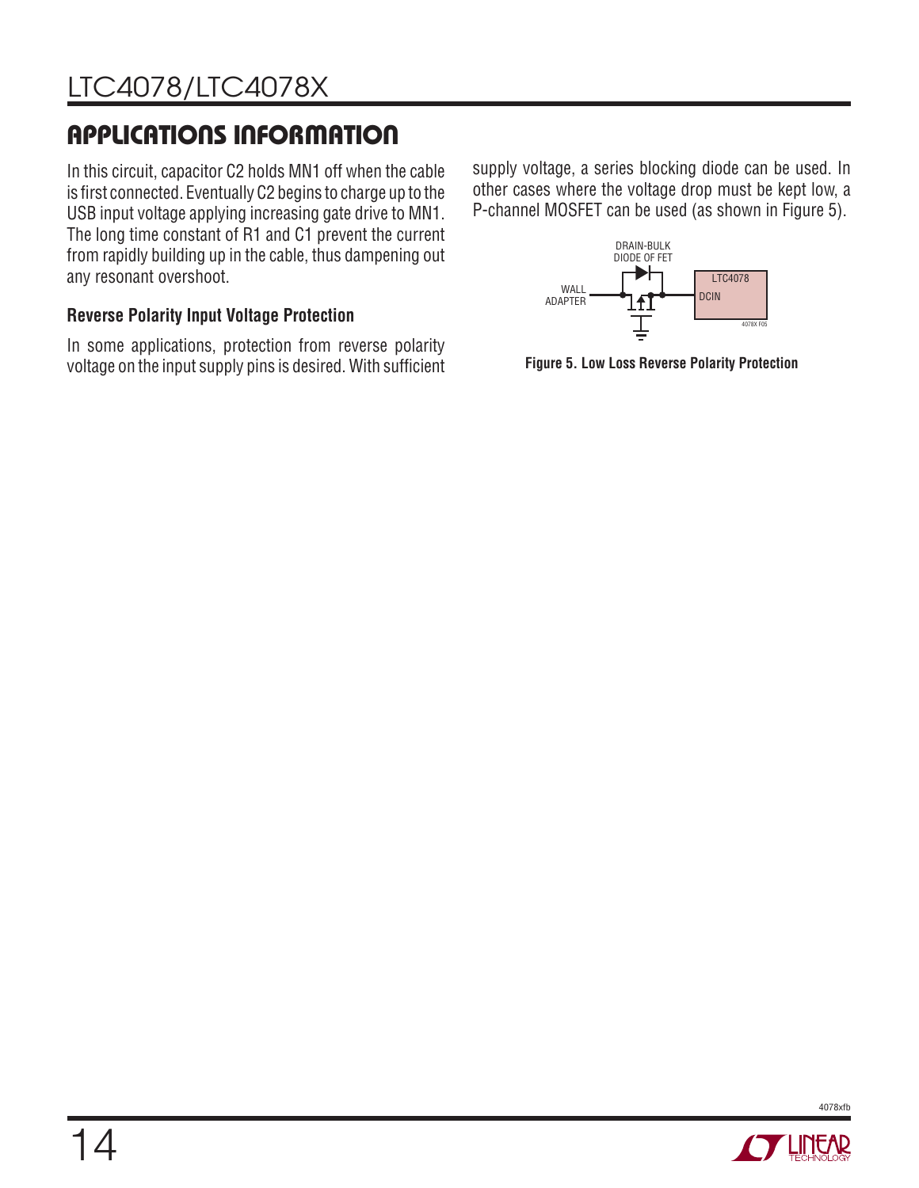## APPLICATIONS INFORMATION

In this circuit, capacitor C2 holds MN1 off when the cable is first connected. Eventually C2 begins to charge up to the USB input voltage applying increasing gate drive to MN1. The long time constant of R1 and C1 prevent the current from rapidly building up in the cable, thus dampening out any resonant overshoot.

### Reverse Polarity Input Voltage Protection

In some applications, protection from reverse polarity voltage on the input supply pins is desired. With sufficient supply voltage, a series blocking diode can be used. In other cases where the voltage drop must be kept low, a P-channel MOSFET can be used (as shown in Figure 5).

DRAIN-BULK DIODE OF FET

WALL ADAPTER

LTC4078

DCIN

4078X F05

**Figure 5. Low Loss Reverse Polarity Protection**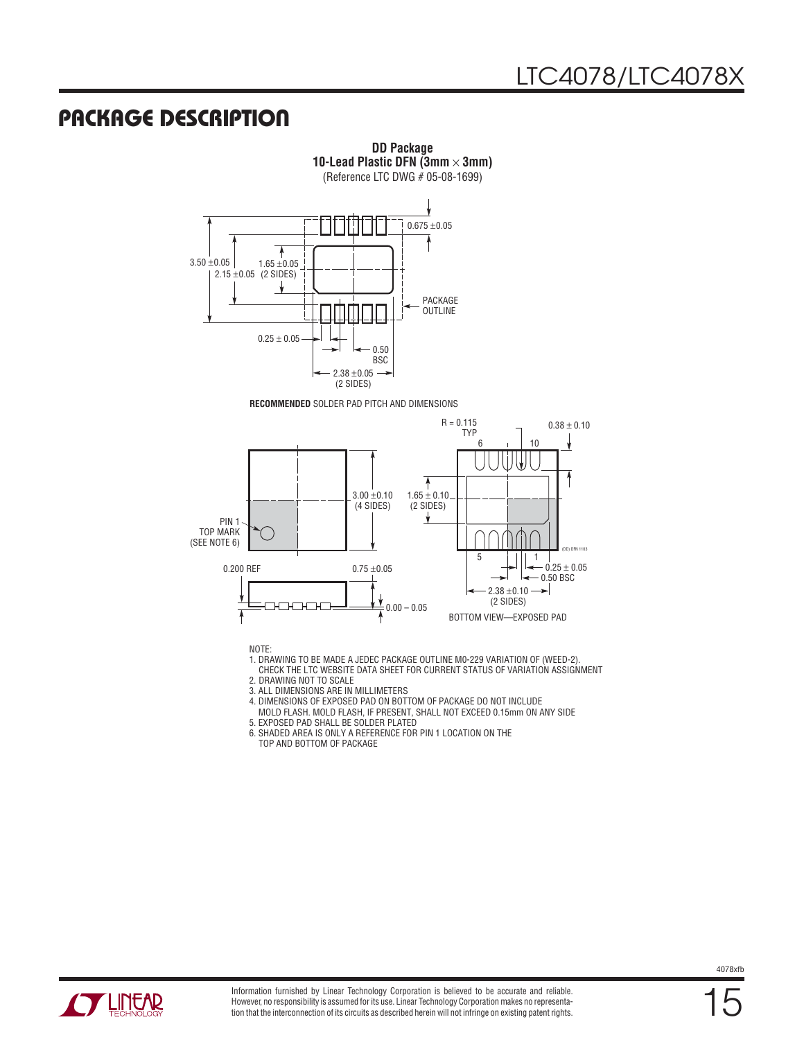## PACKAGE DESCRIPTION

**DD Package**
**10-Lead Plastic DFN (3mm × 3mm)**
(Reference LTC DWG # 05-08-1699)

0.675 ±0.05

3.50 ±0.05

2.15 ±0.05

1.65 ±0.05
(2 SIDES)

PACKAGE
OUTLINE

0.25 ± 0.05

0.50
BSC

2.38 ±0.05
(2 SIDES)

**RECOMMENDED** SOLDER PAD PITCH AND DIMENSIONS

R = 0.115
TYP

0.38 ± 0.10

3.00 ±0.10
(4 SIDES)

1.65 ± 0.10
(2 SIDES)

PIN 1
TOP MARK
(SEE NOTE 6)

0.200 REF

0.75 ±0.05

0.00 – 0.05

0.25 ± 0.05

0.50 BSC

2.38 ±0.10
(2 SIDES)

BOTTOM VIEW—EXPOSED PAD

(DD) DFN 1103

NOTE:

1. DRAWING TO BE MADE A JEDEC PACKAGE OUTLINE M0-229 VARIATION OF (WEED-2). CHECK THE LTC WEBSITE DATA SHEET FOR CURRENT STATUS OF VARIATION ASSIGNMENT
2. DRAWING NOT TO SCALE
3. ALL DIMENSIONS ARE IN MILLIMETERS
4. DIMENSIONS OF EXPOSED PAD ON BOTTOM OF PACKAGE DO NOT INCLUDE MOLD FLASH. MOLD FLASH, IF PRESENT, SHALL NOT EXCEED 0.15mm ON ANY SIDE
5. EXPOSED PAD SHALL BE SOLDER PLATED
6. SHADED AREA IS ONLY A REFERENCE FOR PIN 1 LOCATION ON THE TOP AND BOTTOM OF PACKAGE

Information furnished by Linear Technology Corporation is believed to be accurate and reliable. However, no responsibility is assumed for its use. Linear Technology Corporation makes no representation that the interconnection of its circuits as described herein will not infringe on existing patent rights.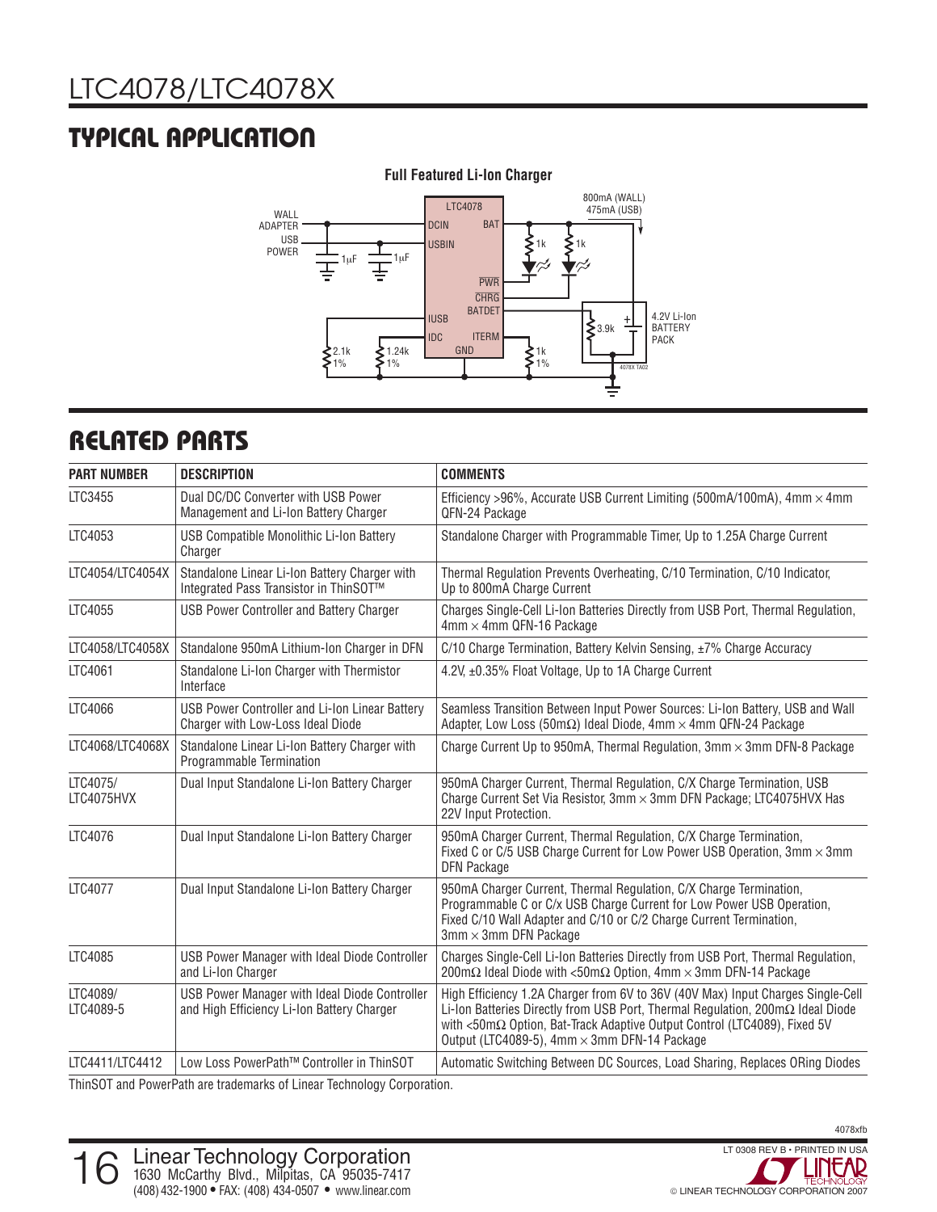## TYPICAL APPLICATION

**Full Featured Li-Ion Charger**

WALL ADAPTER
USB POWER
1μF
1μF
LTC4078
DCIN
USBIN
BAT
PWR
CHRG
BATDET
IUSB
IDC
ITERM
GND
800mA (WALL)
475mA (USB)
1k
1k
3.9k
4.2V Li-Ion BATTERY PACK
2.1k 1%
1.24k 1%
1k 1%
4078X TA02

## RELATED PARTS

| PART NUMBER | DESCRIPTION | COMMENTS |
|---|---|---|
| LTC3455 | Dual DC/DC Converter with USB Power Management and Li-Ion Battery Charger | Efficiency >96%, Accurate USB Current Limiting (500mA/100mA), 4mm × 4mm QFN-24 Package |
| LTC4053 | USB Compatible Monolithic Li-Ion Battery Charger | Standalone Charger with Programmable Timer, Up to 1.25A Charge Current |
| LTC4054/LTC4054X | Standalone Linear Li-Ion Battery Charger with Integrated Pass Transistor in ThinSOT™ | Thermal Regulation Prevents Overheating, C/10 Termination, C/10 Indicator, Up to 800mA Charge Current |
| LTC4055 | USB Power Controller and Battery Charger | Charges Single-Cell Li-Ion Batteries Directly from USB Port, Thermal Regulation, 4mm × 4mm QFN-16 Package |
| LTC4058/LTC4058X | Standalone 950mA Lithium-Ion Charger in DFN | C/10 Charge Termination, Battery Kelvin Sensing, ±7% Charge Accuracy |
| LTC4061 | Standalone Li-Ion Charger with Thermistor Interface | 4.2V, ±0.35% Float Voltage, Up to 1A Charge Current |
| LTC4066 | USB Power Controller and Li-Ion Linear Battery Charger with Low-Loss Ideal Diode | Seamless Transition Between Input Power Sources: Li-Ion Battery, USB and Wall Adapter, Low Loss (50mΩ) Ideal Diode, 4mm × 4mm QFN-24 Package |
| LTC4068/LTC4068X | Standalone Linear Li-Ion Battery Charger with Programmable Termination | Charge Current Up to 950mA, Thermal Regulation, 3mm × 3mm DFN-8 Package |
| LTC4075/ LTC4075HVX | Dual Input Standalone Li-Ion Battery Charger | 950mA Charger Current, Thermal Regulation, C/X Charge Termination, USB Charge Current Set Via Resistor, 3mm × 3mm DFN Package; LTC4075HVX Has 22V Input Protection. |
| LTC4076 | Dual Input Standalone Li-Ion Battery Charger | 950mA Charger Current, Thermal Regulation, C/X Charge Termination, Fixed C or C/5 USB Charge Current for Low Power USB Operation, 3mm × 3mm DFN Package |
| LTC4077 | Dual Input Standalone Li-Ion Battery Charger | 950mA Charger Current, Thermal Regulation, C/X Charge Termination, Programmable C or C/x USB Charge Current for Low Power USB Operation, Fixed C/10 Wall Adapter and C/10 or C/2 Charge Current Termination, 3mm × 3mm DFN Package |
| LTC4085 | USB Power Manager with Ideal Diode Controller and Li-Ion Charger | Charges Single-Cell Li-Ion Batteries Directly from USB Port, Thermal Regulation, 200mΩ Ideal Diode with <50mΩ Option, 4mm × 3mm DFN-14 Package |
| LTC4089/ LTC4089-5 | USB Power Manager with Ideal Diode Controller and High Efficiency Li-Ion Battery Charger | High Efficiency 1.2A Charger from 6V to 36V (40V Max) Input Charges Single-Cell Li-Ion Batteries Directly from USB Port, Thermal Regulation, 200mΩ Ideal Diode with <50mΩ Option, Bat-Track Adaptive Output Control (LTC4089), Fixed 5V Output (LTC4089-5), 4mm × 3mm DFN-14 Package |
| LTC4411/LTC4412 | Low Loss PowerPath™ Controller in ThinSOT | Automatic Switching Between DC Sources, Load Sharing, Replaces ORing Diodes |

ThinSOT and PowerPath are trademarks of Linear Technology Corporation.

Linear Technology Corporation
1630 McCarthy Blvd., Milpitas, CA 95035-7417
(408) 432-1900 • FAX: (408) 434-0507 • www.linear.com

LT 0308 REV B • PRINTED IN USA
© LINEAR TECHNOLOGY CORPORATION 2007